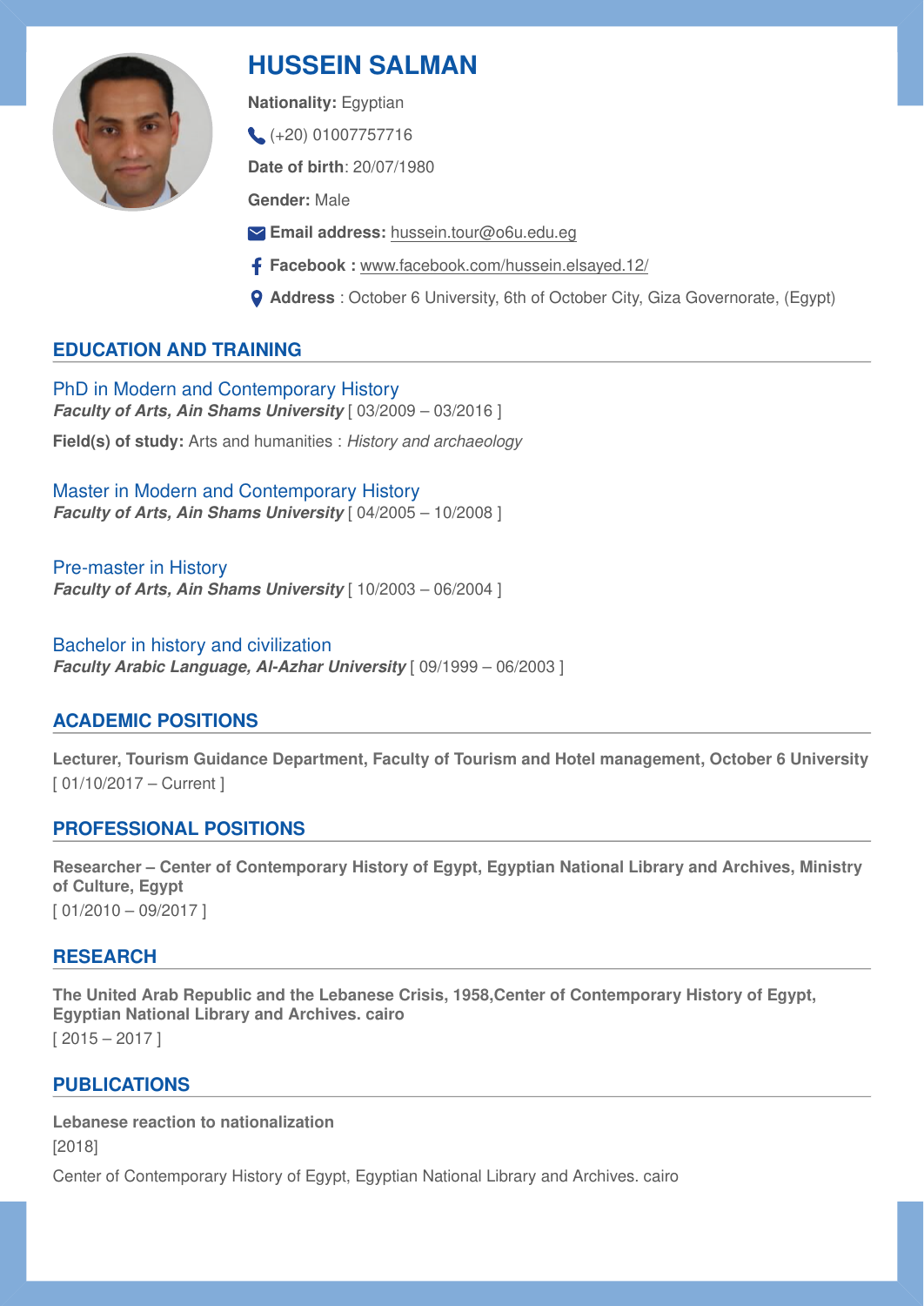# HUSSEIN SALMAN

**Nationality:** Egyptian

(+20) 01007757716

**Date of birth**: 20/07/1980

**Gender:** Male

**Email address:** hussein.tour@o6u.edu.eg

**Facebook :** www.facebook.com/hussein.elsayed.12/

**Address** : October 6 University, 6th of October City, Giza Governorate, (Egypt)

## EDUCATION AND TRAINING

### PhD in Modern and Contemporary History

***Faculty of Arts, Ain Shams University*** [ 03/2009 – 03/2016 ]

**Field(s) of study:** Arts and humanities : *History and archaeology*

### Master in Modern and Contemporary History

***Faculty of Arts, Ain Shams University*** [ 04/2005 – 10/2008 ]

### Pre-master in History

***Faculty of Arts, Ain Shams University*** [ 10/2003 – 06/2004 ]

### Bachelor in history and civilization

***Faculty Arabic Language, Al-Azhar University*** [ 09/1999 – 06/2003 ]

## ACADEMIC POSITIONS

**Lecturer, Tourism Guidance Department, Faculty of Tourism and Hotel management, October 6 University**

[ 01/10/2017 – Current ]

## PROFESSIONAL POSITIONS

**Researcher – Center of Contemporary History of Egypt, Egyptian National Library and Archives, Ministry of Culture, Egypt**

[ 01/2010 – 09/2017 ]

## RESEARCH

**The United Arab Republic and the Lebanese Crisis, 1958,Center of Contemporary History of Egypt, Egyptian National Library and Archives. cairo**

[ 2015 – 2017 ]

## PUBLICATIONS

**Lebanese reaction to nationalization**

[2018]

Center of Contemporary History of Egypt, Egyptian National Library and Archives. cairo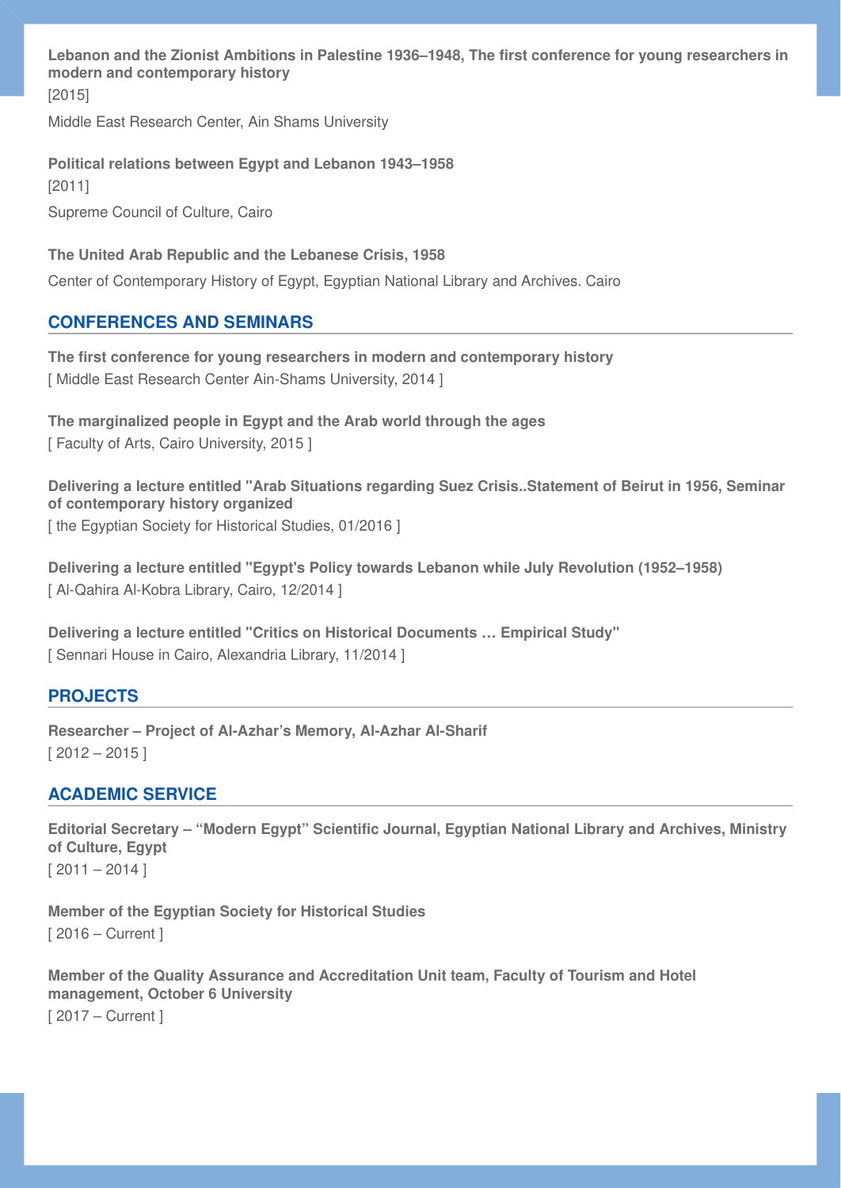**Lebanon and the Zionist Ambitions in Palestine 1936–1948, The first conference for young researchers in modern and contemporary history**

[2015]

Middle East Research Center, Ain Shams University

**Political relations between Egypt and Lebanon 1943–1958**

[2011]

Supreme Council of Culture, Cairo

**The United Arab Republic and the Lebanese Crisis, 1958**

Center of Contemporary History of Egypt, Egyptian National Library and Archives. Cairo

## CONFERENCES AND SEMINARS

**The first conference for young researchers in modern and contemporary history**

[ Middle East Research Center Ain-Shams University, 2014 ]

**The marginalized people in Egypt and the Arab world through the ages**

[ Faculty of Arts, Cairo University, 2015 ]

**Delivering a lecture entitled "Arab Situations regarding Suez Crisis..Statement of Beirut in 1956, Seminar of contemporary history organized**

[ the Egyptian Society for Historical Studies, 01/2016 ]

**Delivering a lecture entitled "Egypt's Policy towards Lebanon while July Revolution (1952–1958)**

[ Al-Qahira Al-Kobra Library, Cairo, 12/2014 ]

**Delivering a lecture entitled "Critics on Historical Documents … Empirical Study"**

[ Sennari House in Cairo, Alexandria Library, 11/2014 ]

## PROJECTS

**Researcher – Project of Al-Azhar's Memory, Al-Azhar Al-Sharif**

[ 2012 – 2015 ]

## ACADEMIC SERVICE

**Editorial Secretary – "Modern Egypt" Scientific Journal, Egyptian National Library and Archives, Ministry of Culture, Egypt**

[ 2011 – 2014 ]

**Member of the Egyptian Society for Historical Studies**

[ 2016 – Current ]

**Member of the Quality Assurance and Accreditation Unit team, Faculty of Tourism and Hotel management, October 6 University**

[ 2017 – Current ]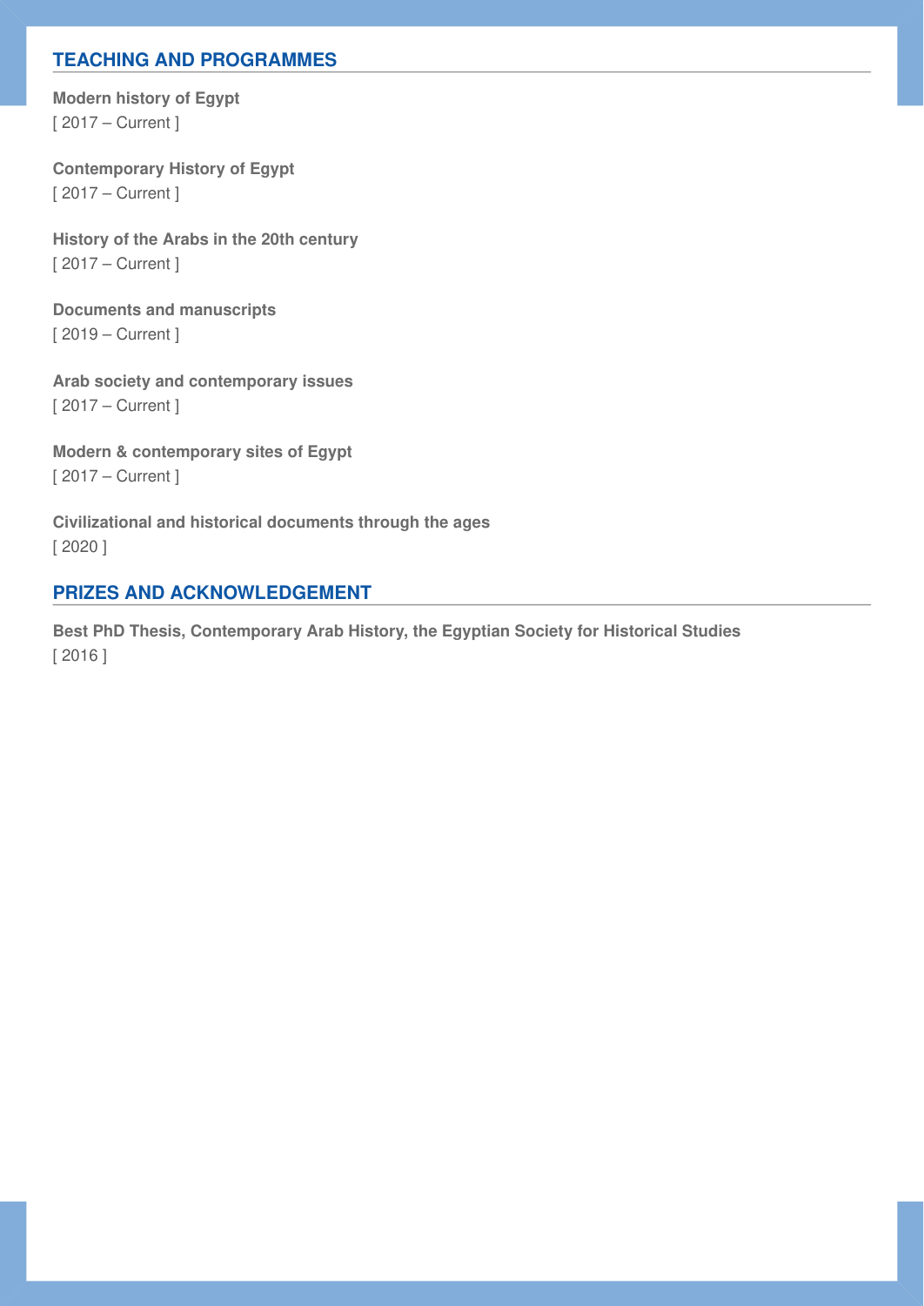## TEACHING AND PROGRAMMES

**Modern history of Egypt**
[ 2017 – Current ]

**Contemporary History of Egypt**
[ 2017 – Current ]

**History of the Arabs in the 20th century**
[ 2017 – Current ]

**Documents and manuscripts**
[ 2019 – Current ]

**Arab society and contemporary issues**
[ 2017 – Current ]

**Modern & contemporary sites of Egypt**
[ 2017 – Current ]

**Civilizational and historical documents through the ages**
[ 2020 ]

## PRIZES AND ACKNOWLEDGEMENT

**Best PhD Thesis, Contemporary Arab History, the Egyptian Society for Historical Studies**
[ 2016 ]